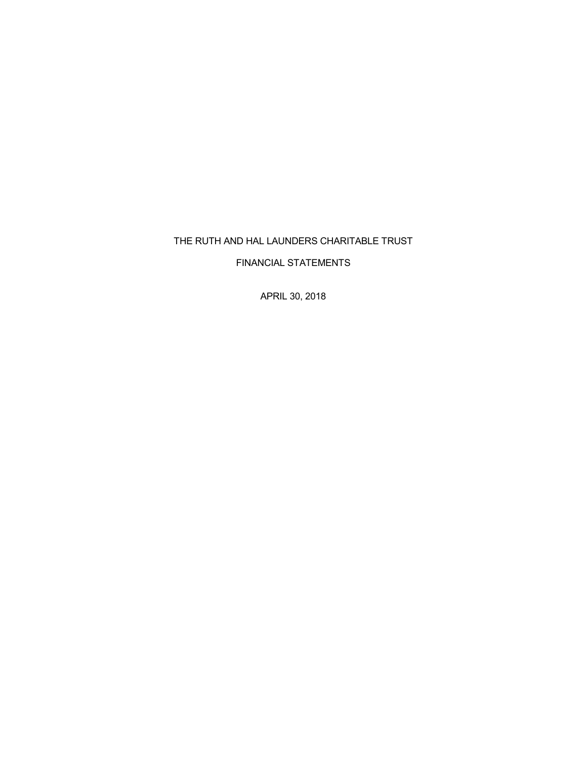# THE RUTH AND HAL LAUNDERS CHARITABLE TRUST

## FINANCIAL STATEMENTS

APRIL 30, 2018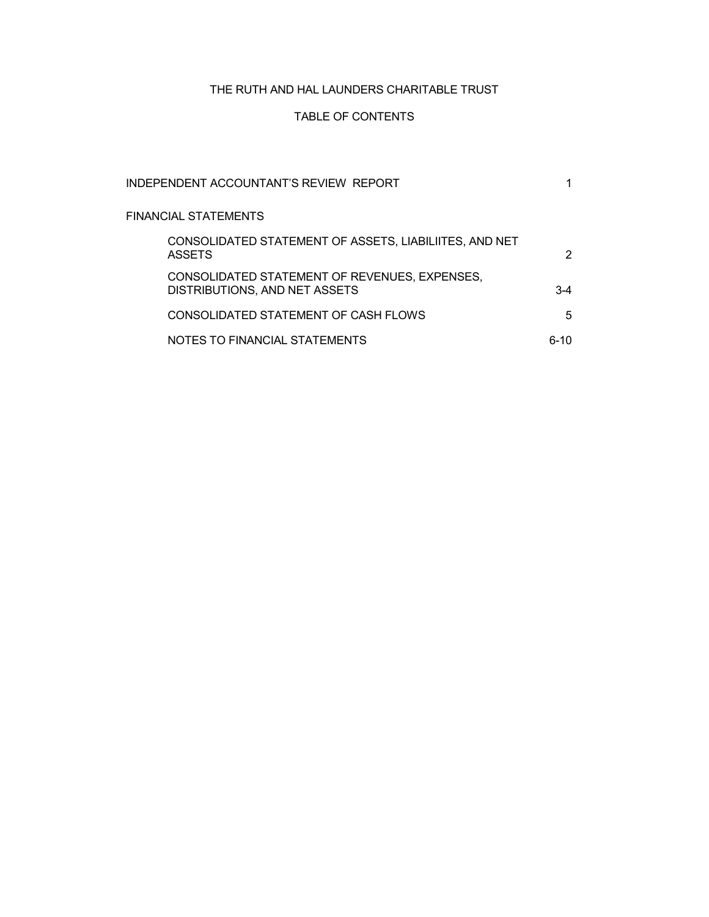# THE RUTH AND HAL LAUNDERS CHARITABLE TRUST

## TABLE OF CONTENTS

| | |
|---|---|
| INDEPENDENT ACCOUNTANT'S REVIEW REPORT | 1 |
| FINANCIAL STATEMENTS | |
| CONSOLIDATED STATEMENT OF ASSETS, LIABILIITES, AND NET ASSETS | 2 |
| CONSOLIDATED STATEMENT OF REVENUES, EXPENSES, DISTRIBUTIONS, AND NET ASSETS | 3-4 |
| CONSOLIDATED STATEMENT OF CASH FLOWS | 5 |
| NOTES TO FINANCIAL STATEMENTS | 6-10 |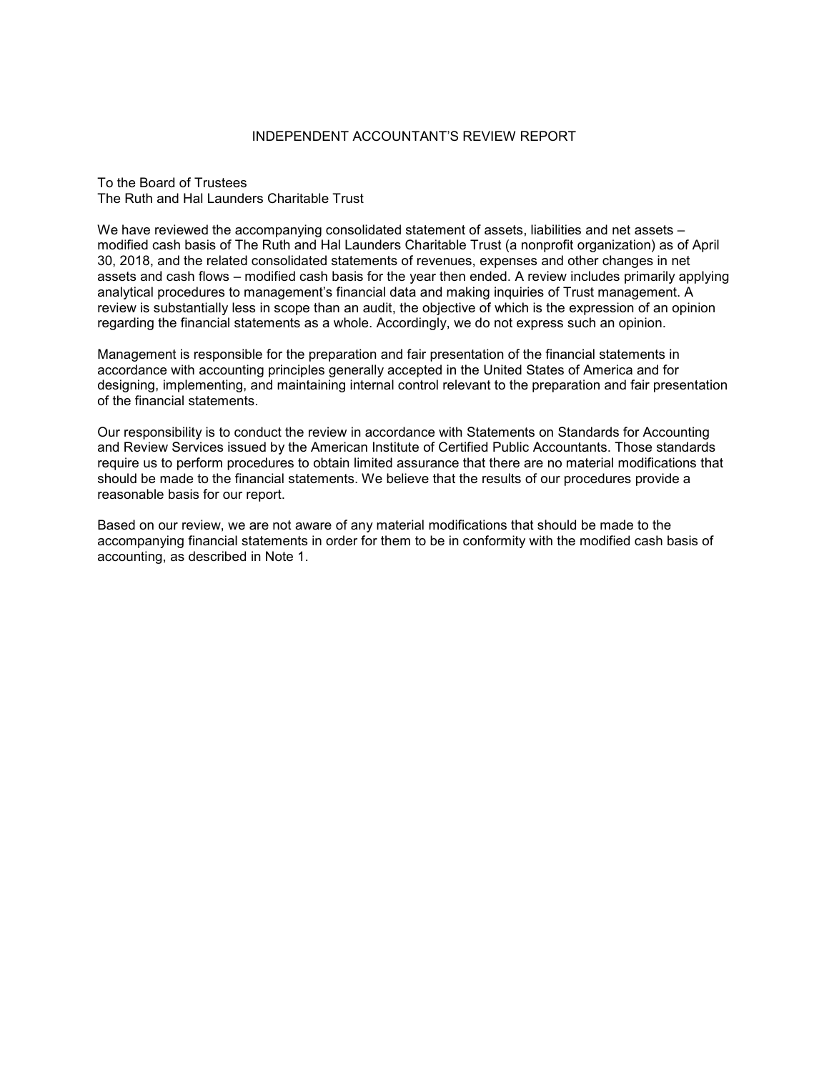# INDEPENDENT ACCOUNTANT'S REVIEW REPORT

To the Board of Trustees
The Ruth and Hal Launders Charitable Trust

We have reviewed the accompanying consolidated statement of assets, liabilities and net assets – modified cash basis of The Ruth and Hal Launders Charitable Trust (a nonprofit organization) as of April 30, 2018, and the related consolidated statements of revenues, expenses and other changes in net assets and cash flows – modified cash basis for the year then ended. A review includes primarily applying analytical procedures to management's financial data and making inquiries of Trust management. A review is substantially less in scope than an audit, the objective of which is the expression of an opinion regarding the financial statements as a whole. Accordingly, we do not express such an opinion.

Management is responsible for the preparation and fair presentation of the financial statements in accordance with accounting principles generally accepted in the United States of America and for designing, implementing, and maintaining internal control relevant to the preparation and fair presentation of the financial statements.

Our responsibility is to conduct the review in accordance with Statements on Standards for Accounting and Review Services issued by the American Institute of Certified Public Accountants. Those standards require us to perform procedures to obtain limited assurance that there are no material modifications that should be made to the financial statements. We believe that the results of our procedures provide a reasonable basis for our report.

Based on our review, we are not aware of any material modifications that should be made to the accompanying financial statements in order for them to be in conformity with the modified cash basis of accounting, as described in Note 1.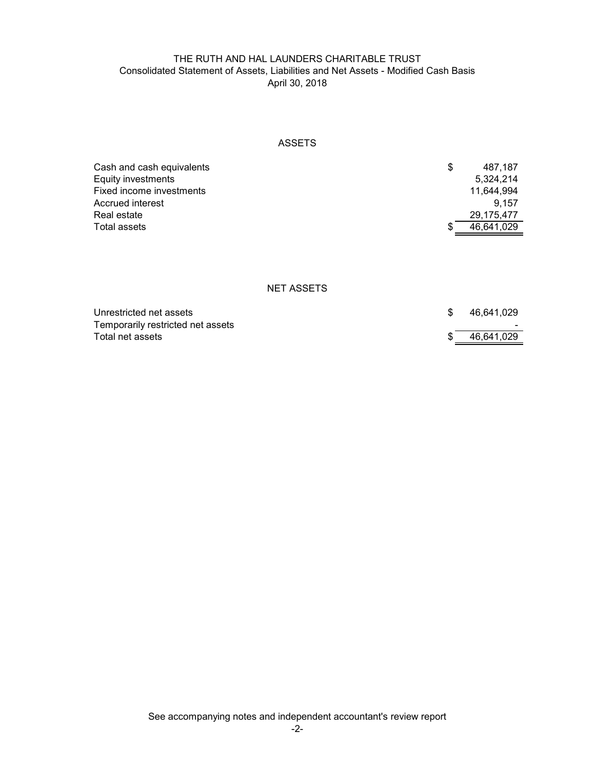# THE RUTH AND HAL LAUNDERS CHARITABLE TRUST

## Consolidated Statement of Assets, Liabilities and Net Assets - Modified Cash Basis

### April 30, 2018

### ASSETS

| | |
|---|---:|
| Cash and cash equivalents | $ 487,187 |
| Equity investments | 5,324,214 |
| Fixed income investments | 11,644,994 |
| Accrued interest | 9,157 |
| Real estate | 29,175,477 |
| Total assets | $ 46,641,029 |

### NET ASSETS

| | |
|---|---:|
| Unrestricted net assets | $ 46,641,029 |
| Temporarily restricted net assets | - |
| Total net assets | $ 46,641,029 |

See accompanying notes and independent accountant's review report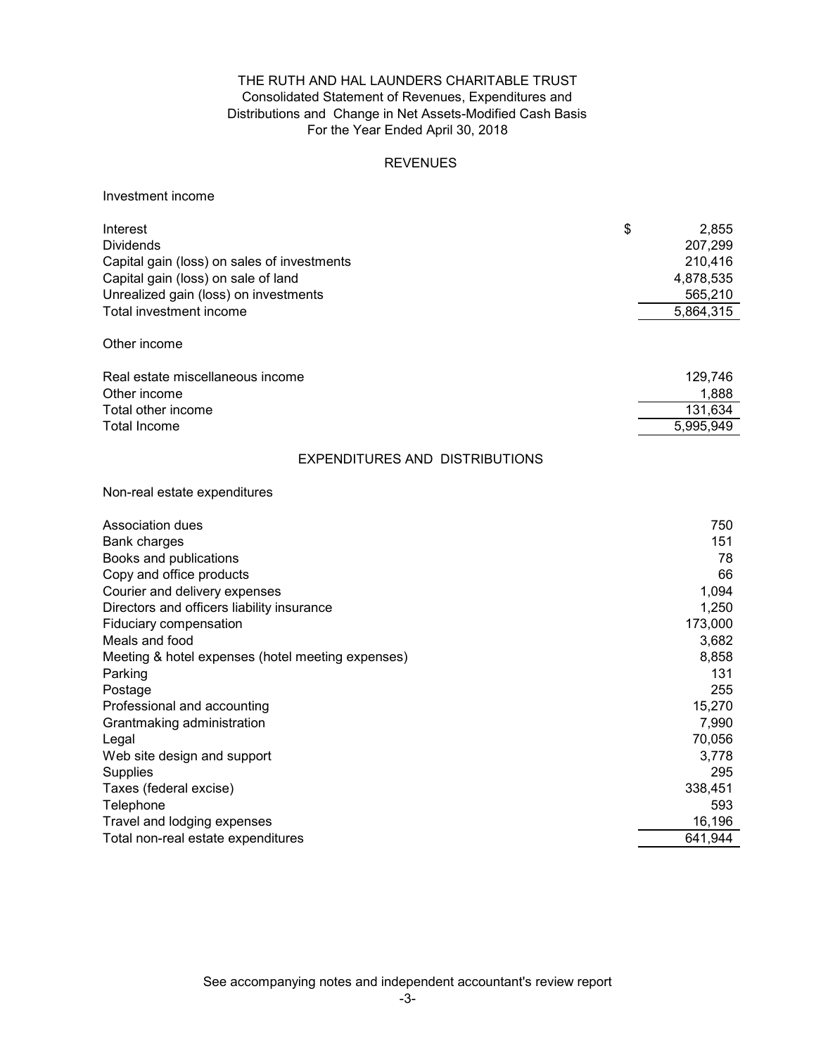# THE RUTH AND HAL LAUNDERS CHARITABLE TRUST

Consolidated Statement of Revenues, Expenditures and Distributions and Change in Net Assets-Modified Cash Basis

For the Year Ended April 30, 2018

## REVENUES

Investment income

| | |
|---|---|
| Interest | $ 2,855 |
| Dividends | 207,299 |
| Capital gain (loss) on sales of investments | 210,416 |
| Capital gain (loss) on sale of land | 4,878,535 |
| Unrealized gain (loss) on investments | 565,210 |
| Total investment income | 5,864,315 |

Other income

| | |
|---|---|
| Real estate miscellaneous income | 129,746 |
| Other income | 1,888 |
| Total other income | 131,634 |
| Total Income | 5,995,949 |

## EXPENDITURES AND DISTRIBUTIONS

Non-real estate expenditures

| | |
|---|---|
| Association dues | 750 |
| Bank charges | 151 |
| Books and publications | 78 |
| Copy and office products | 66 |
| Courier and delivery expenses | 1,094 |
| Directors and officers liability insurance | 1,250 |
| Fiduciary compensation | 173,000 |
| Meals and food | 3,682 |
| Meeting & hotel expenses (hotel meeting expenses) | 8,858 |
| Parking | 131 |
| Postage | 255 |
| Professional and accounting | 15,270 |
| Grantmaking administration | 7,990 |
| Legal | 70,056 |
| Web site design and support | 3,778 |
| Supplies | 295 |
| Taxes (federal excise) | 338,451 |
| Telephone | 593 |
| Travel and lodging expenses | 16,196 |
| Total non-real estate expenditures | 641,944 |

See accompanying notes and independent accountant's review report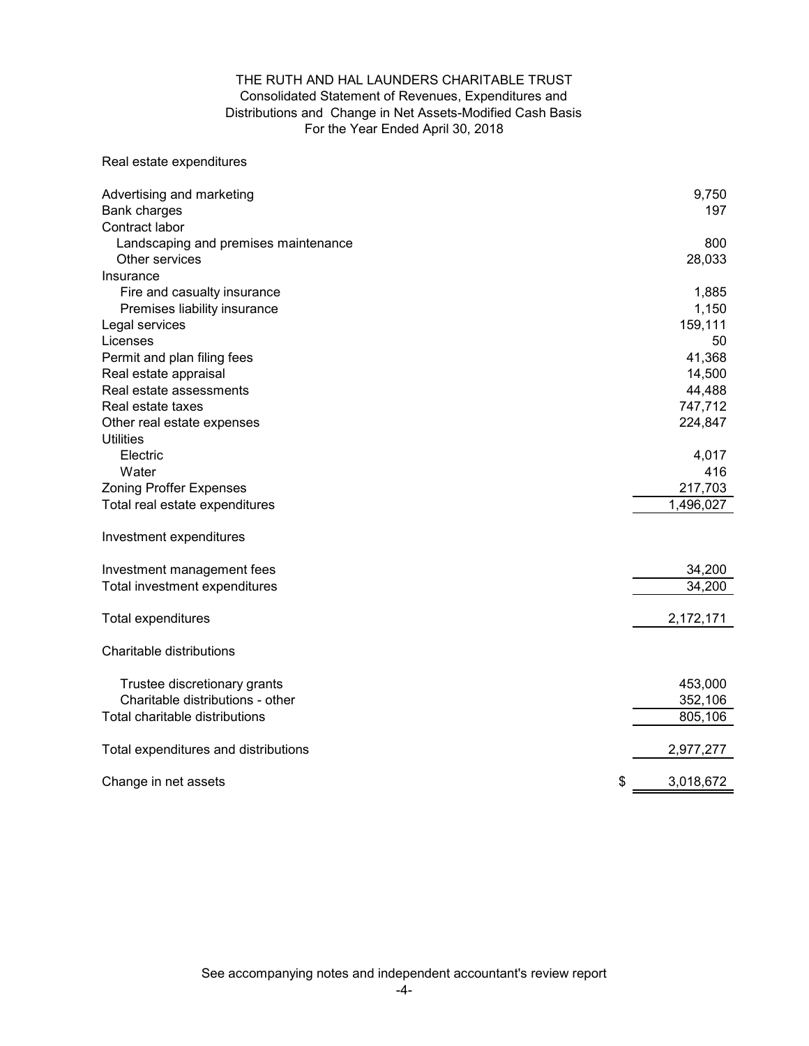THE RUTH AND HAL LAUNDERS CHARITABLE TRUST
Consolidated Statement of Revenues, Expenditures and Distributions and Change in Net Assets-Modified Cash Basis
For the Year Ended April 30, 2018

| | |
|---|---|
| **Real estate expenditures** | |
| Advertising and marketing | 9,750 |
| Bank charges | 197 |
| Contract labor | |
| Landscaping and premises maintenance | 800 |
| Other services | 28,033 |
| Insurance | |
| Fire and casualty insurance | 1,885 |
| Premises liability insurance | 1,150 |
| Legal services | 159,111 |
| Licenses | 50 |
| Permit and plan filing fees | 41,368 |
| Real estate appraisal | 14,500 |
| Real estate assessments | 44,488 |
| Real estate taxes | 747,712 |
| Other real estate expenses | 224,847 |
| Utilities | |
| Electric | 4,017 |
| Water | 416 |
| Zoning Proffer Expenses | 217,703 |
| Total real estate expenditures | 1,496,027 |
| **Investment expenditures** | |
| Investment management fees | 34,200 |
| Total investment expenditures | 34,200 |
| Total expenditures | 2,172,171 |
| **Charitable distributions** | |
| Trustee discretionary grants | 453,000 |
| Charitable distributions - other | 352,106 |
| Total charitable distributions | 805,106 |
| Total expenditures and distributions | 2,977,277 |
| Change in net assets | $ 3,018,672 |

See accompanying notes and independent accountant's review report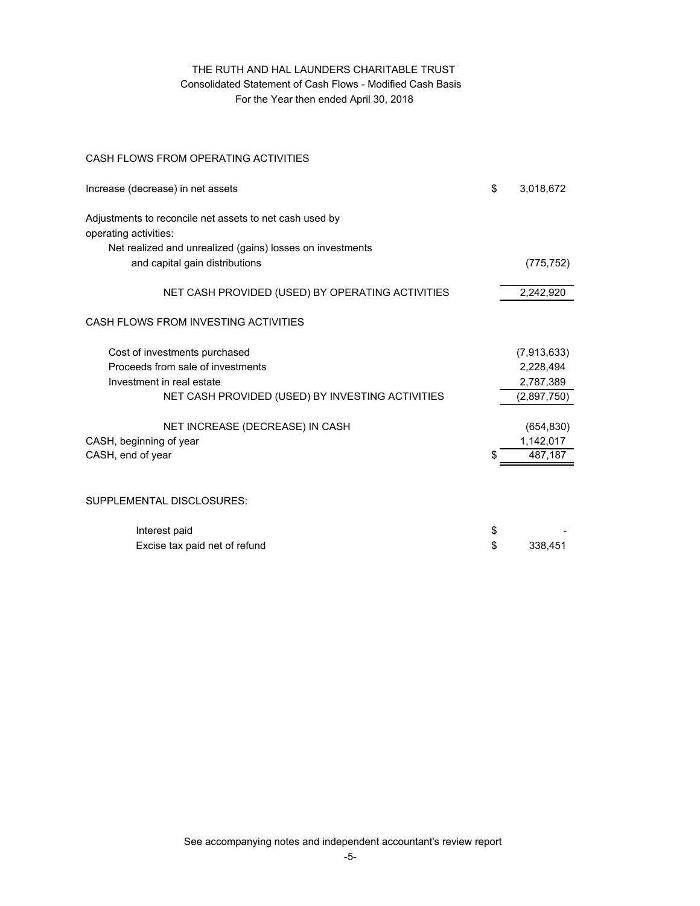# THE RUTH AND HAL LAUNDERS CHARITABLE TRUST

## Consolidated Statement of Cash Flows - Modified Cash Basis

### For the Year then ended April 30, 2018

| | | |
|---|---|---|
| **CASH FLOWS FROM OPERATING ACTIVITIES** | | |
| Increase (decrease) in net assets | $ | 3,018,672 |
| Adjustments to reconcile net assets to net cash used by operating activities: | | |
| Net realized and unrealized (gains) losses on investments and capital gain distributions | | (775,752) |
| NET CASH PROVIDED (USED) BY OPERATING ACTIVITIES | | 2,242,920 |
| **CASH FLOWS FROM INVESTING ACTIVITIES** | | |
| Cost of investments purchased | | (7,913,633) |
| Proceeds from sale of investments | | 2,228,494 |
| Investment in real estate | | 2,787,389 |
| NET CASH PROVIDED (USED) BY INVESTING ACTIVITIES | | (2,897,750) |
| NET INCREASE (DECREASE) IN CASH | | (654,830) |
| CASH, beginning of year | | 1,142,017 |
| CASH, end of year | $ | 487,187 |

SUPPLEMENTAL DISCLOSURES:

| | | |
|---|---|---|
| Interest paid | $ | - |
| Excise tax paid net of refund | $ | 338,451 |

See accompanying notes and independent accountant's review report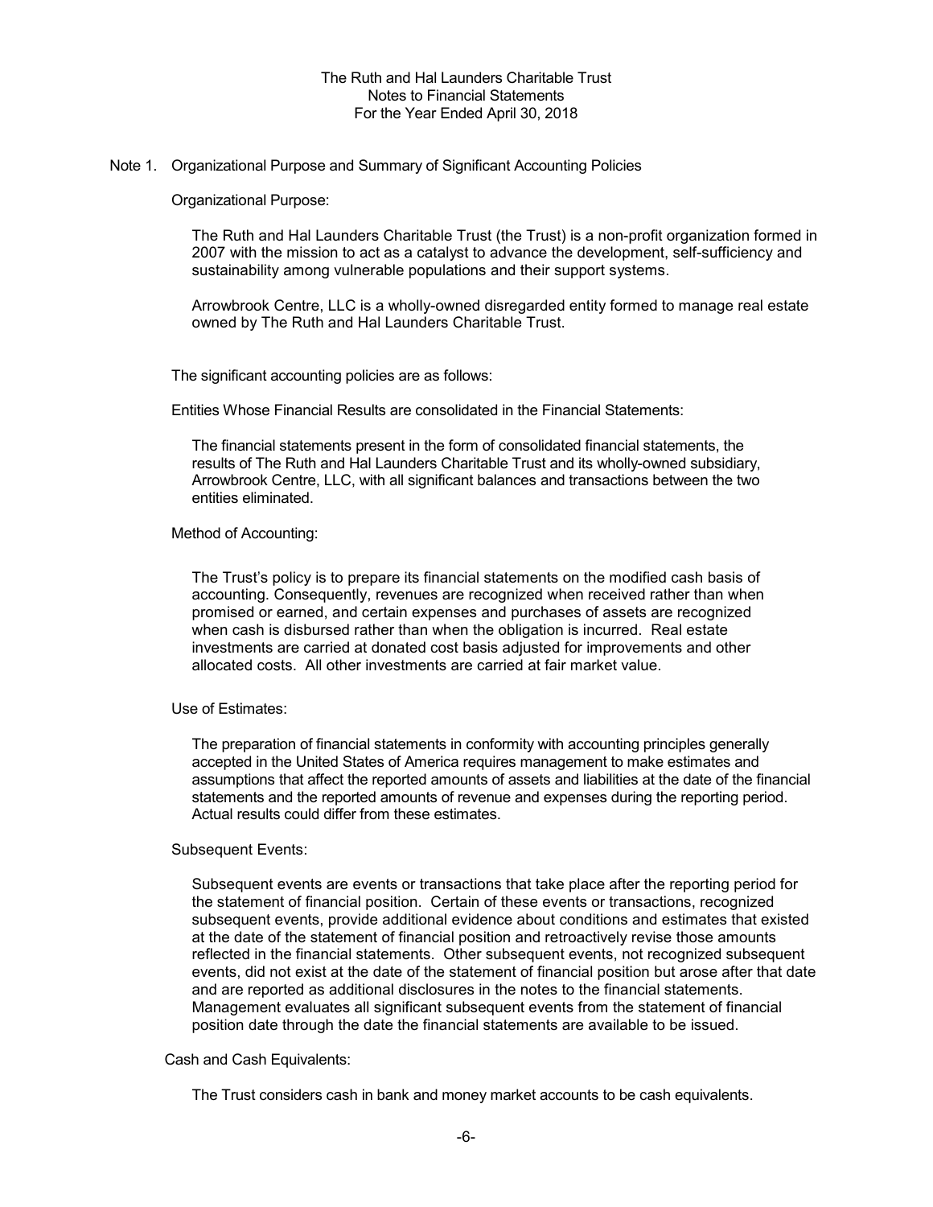The Ruth and Hal Launders Charitable Trust
Notes to Financial Statements
For the Year Ended April 30, 2018

## Note 1. Organizational Purpose and Summary of Significant Accounting Policies

### Organizational Purpose:

The Ruth and Hal Launders Charitable Trust (the Trust) is a non-profit organization formed in 2007 with the mission to act as a catalyst to advance the development, self-sufficiency and sustainability among vulnerable populations and their support systems.

Arrowbrook Centre, LLC is a wholly-owned disregarded entity formed to manage real estate owned by The Ruth and Hal Launders Charitable Trust.

The significant accounting policies are as follows:

### Entities Whose Financial Results are consolidated in the Financial Statements:

The financial statements present in the form of consolidated financial statements, the results of The Ruth and Hal Launders Charitable Trust and its wholly-owned subsidiary, Arrowbrook Centre, LLC, with all significant balances and transactions between the two entities eliminated.

### Method of Accounting:

The Trust's policy is to prepare its financial statements on the modified cash basis of accounting. Consequently, revenues are recognized when received rather than when promised or earned, and certain expenses and purchases of assets are recognized when cash is disbursed rather than when the obligation is incurred. Real estate investments are carried at donated cost basis adjusted for improvements and other allocated costs. All other investments are carried at fair market value.

### Use of Estimates:

The preparation of financial statements in conformity with accounting principles generally accepted in the United States of America requires management to make estimates and assumptions that affect the reported amounts of assets and liabilities at the date of the financial statements and the reported amounts of revenue and expenses during the reporting period. Actual results could differ from these estimates.

### Subsequent Events:

Subsequent events are events or transactions that take place after the reporting period for the statement of financial position. Certain of these events or transactions, recognized subsequent events, provide additional evidence about conditions and estimates that existed at the date of the statement of financial position and retroactively revise those amounts reflected in the financial statements. Other subsequent events, not recognized subsequent events, did not exist at the date of the statement of financial position but arose after that date and are reported as additional disclosures in the notes to the financial statements. Management evaluates all significant subsequent events from the statement of financial position date through the date the financial statements are available to be issued.

### Cash and Cash Equivalents:

The Trust considers cash in bank and money market accounts to be cash equivalents.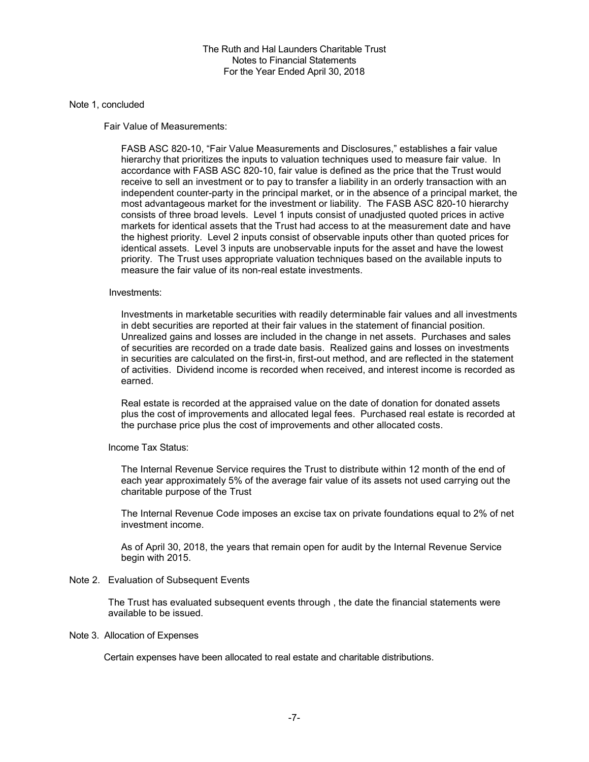Note 1, concluded

Fair Value of Measurements:

FASB ASC 820-10, "Fair Value Measurements and Disclosures," establishes a fair value hierarchy that prioritizes the inputs to valuation techniques used to measure fair value. In accordance with FASB ASC 820-10, fair value is defined as the price that the Trust would receive to sell an investment or to pay to transfer a liability in an orderly transaction with an independent counter-party in the principal market, or in the absence of a principal market, the most advantageous market for the investment or liability. The FASB ASC 820-10 hierarchy consists of three broad levels. Level 1 inputs consist of unadjusted quoted prices in active markets for identical assets that the Trust had access to at the measurement date and have the highest priority. Level 2 inputs consist of observable inputs other than quoted prices for identical assets. Level 3 inputs are unobservable inputs for the asset and have the lowest priority. The Trust uses appropriate valuation techniques based on the available inputs to measure the fair value of its non-real estate investments.

Investments:

Investments in marketable securities with readily determinable fair values and all investments in debt securities are reported at their fair values in the statement of financial position. Unrealized gains and losses are included in the change in net assets. Purchases and sales of securities are recorded on a trade date basis. Realized gains and losses on investments in securities are calculated on the first-in, first-out method, and are reflected in the statement of activities. Dividend income is recorded when received, and interest income is recorded as earned.

Real estate is recorded at the appraised value on the date of donation for donated assets plus the cost of improvements and allocated legal fees. Purchased real estate is recorded at the purchase price plus the cost of improvements and other allocated costs.

Income Tax Status:

The Internal Revenue Service requires the Trust to distribute within 12 month of the end of each year approximately 5% of the average fair value of its assets not used carrying out the charitable purpose of the Trust

The Internal Revenue Code imposes an excise tax on private foundations equal to 2% of net investment income.

As of April 30, 2018, the years that remain open for audit by the Internal Revenue Service begin with 2015.

Note 2. Evaluation of Subsequent Events

The Trust has evaluated subsequent events through , the date the financial statements were available to be issued.

Note 3. Allocation of Expenses

Certain expenses have been allocated to real estate and charitable distributions.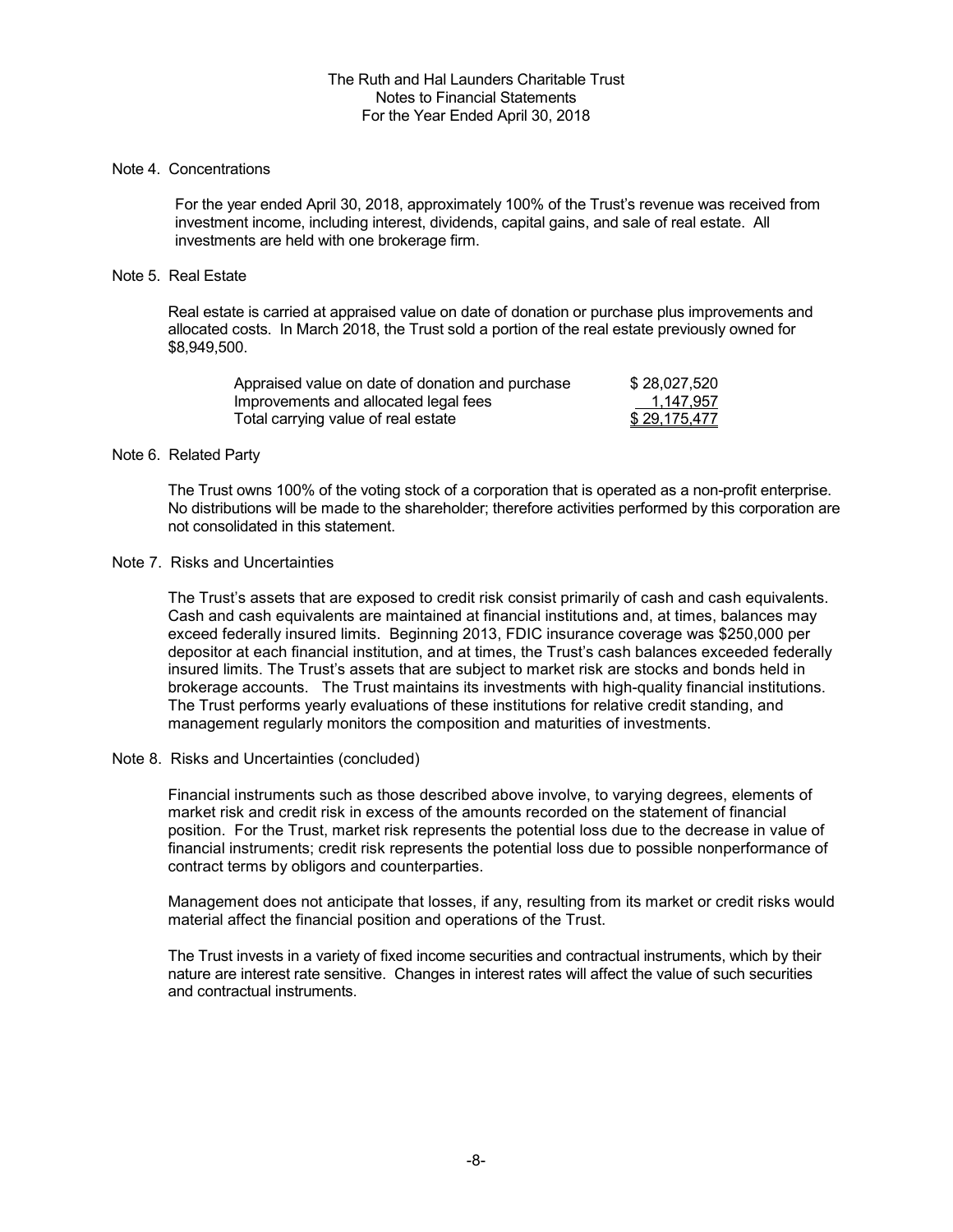The Ruth and Hal Launders Charitable Trust
Notes to Financial Statements
For the Year Ended April 30, 2018

## Note 4. Concentrations

For the year ended April 30, 2018, approximately 100% of the Trust's revenue was received from investment income, including interest, dividends, capital gains, and sale of real estate. All investments are held with one brokerage firm.

## Note 5. Real Estate

Real estate is carried at appraised value on date of donation or purchase plus improvements and allocated costs. In March 2018, the Trust sold a portion of the real estate previously owned for $8,949,500.

| | |
|---|---|
| Appraised value on date of donation and purchase | $ 28,027,520 |
| Improvements and allocated legal fees | 1,147,957 |
| Total carrying value of real estate | $ 29,175,477 |

## Note 6. Related Party

The Trust owns 100% of the voting stock of a corporation that is operated as a non-profit enterprise. No distributions will be made to the shareholder; therefore activities performed by this corporation are not consolidated in this statement.

## Note 7. Risks and Uncertainties

The Trust's assets that are exposed to credit risk consist primarily of cash and cash equivalents. Cash and cash equivalents are maintained at financial institutions and, at times, balances may exceed federally insured limits. Beginning 2013, FDIC insurance coverage was $250,000 per depositor at each financial institution, and at times, the Trust's cash balances exceeded federally insured limits. The Trust's assets that are subject to market risk are stocks and bonds held in brokerage accounts. The Trust maintains its investments with high-quality financial institutions. The Trust performs yearly evaluations of these institutions for relative credit standing, and management regularly monitors the composition and maturities of investments.

## Note 8. Risks and Uncertainties (concluded)

Financial instruments such as those described above involve, to varying degrees, elements of market risk and credit risk in excess of the amounts recorded on the statement of financial position. For the Trust, market risk represents the potential loss due to the decrease in value of financial instruments; credit risk represents the potential loss due to possible nonperformance of contract terms by obligors and counterparties.

Management does not anticipate that losses, if any, resulting from its market or credit risks would material affect the financial position and operations of the Trust.

The Trust invests in a variety of fixed income securities and contractual instruments, which by their nature are interest rate sensitive. Changes in interest rates will affect the value of such securities and contractual instruments.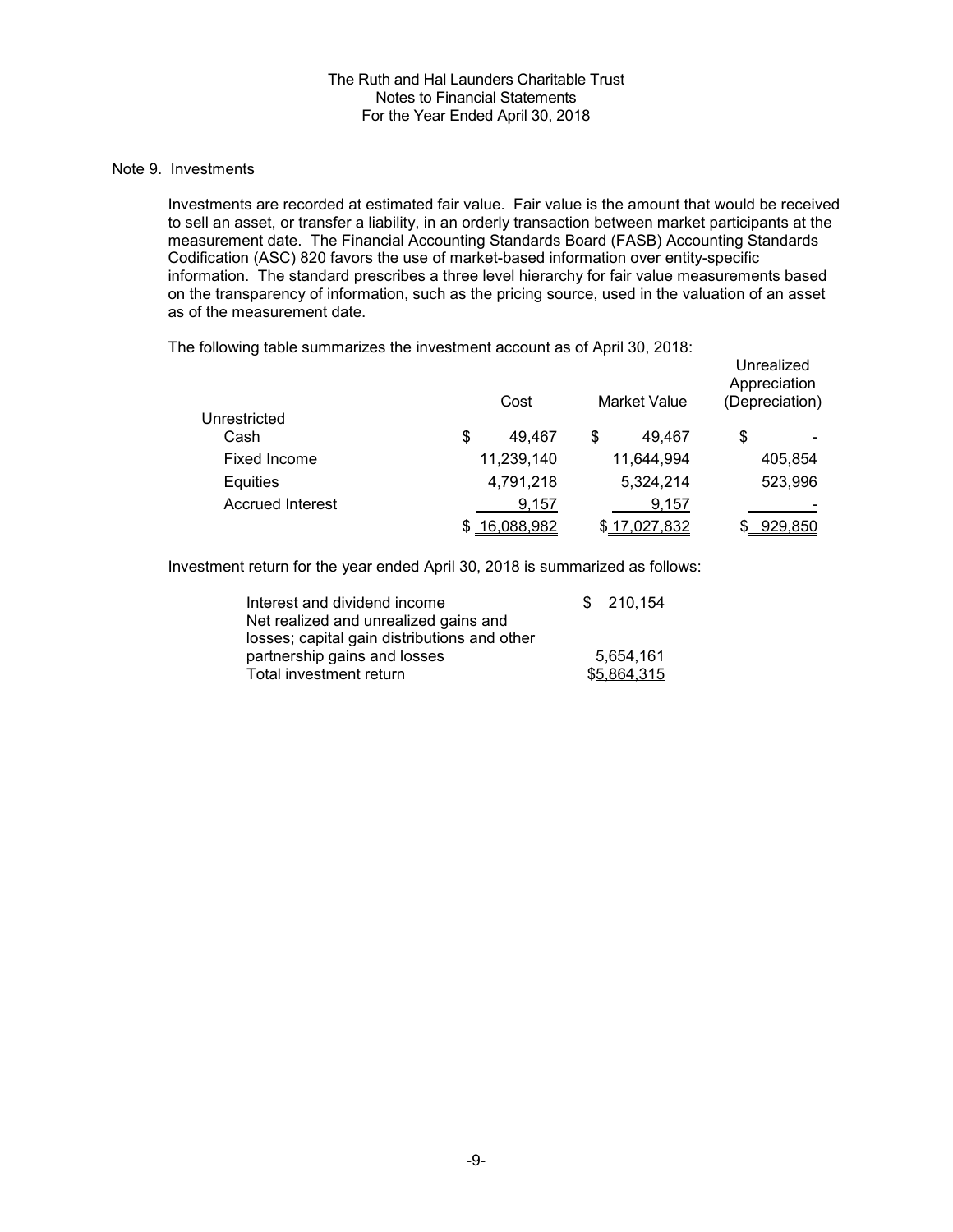The Ruth and Hal Launders Charitable Trust
Notes to Financial Statements
For the Year Ended April 30, 2018

Note 9. Investments

Investments are recorded at estimated fair value. Fair value is the amount that would be received to sell an asset, or transfer a liability, in an orderly transaction between market participants at the measurement date. The Financial Accounting Standards Board (FASB) Accounting Standards Codification (ASC) 820 favors the use of market-based information over entity-specific information. The standard prescribes a three level hierarchy for fair value measurements based on the transparency of information, such as the pricing source, used in the valuation of an asset as of the measurement date.

The following table summarizes the investment account as of April 30, 2018:

| | Cost | Market Value | Unrealized Appreciation (Depreciation) |
|---|---|---|---|
| Unrestricted | | | |
| Cash | $ 49,467 | $ 49,467 | $ - |
| Fixed Income | 11,239,140 | 11,644,994 | 405,854 |
| Equities | 4,791,218 | 5,324,214 | 523,996 |
| Accrued Interest | 9,157 | 9,157 | - |
| | $ 16,088,982 | $ 17,027,832 | $ 929,850 |

Investment return for the year ended April 30, 2018 is summarized as follows:

| | |
|---|---|
| Interest and dividend income | $ 210,154 |
| Net realized and unrealized gains and losses; capital gain distributions and other partnership gains and losses | 5,654,161 |
| Total investment return | $5,864,315 |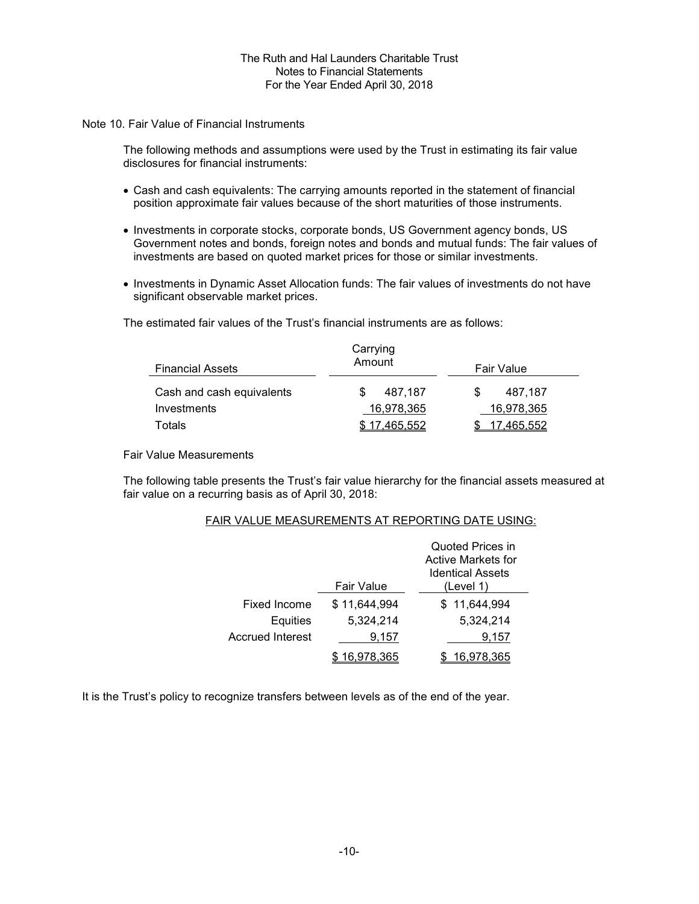The Ruth and Hal Launders Charitable Trust
Notes to Financial Statements
For the Year Ended April 30, 2018

Note 10. Fair Value of Financial Instruments

The following methods and assumptions were used by the Trust in estimating its fair value disclosures for financial instruments:

- Cash and cash equivalents: The carrying amounts reported in the statement of financial position approximate fair values because of the short maturities of those instruments.
- Investments in corporate stocks, corporate bonds, US Government agency bonds, US Government notes and bonds, foreign notes and bonds and mutual funds: The fair values of investments are based on quoted market prices for those or similar investments.
- Investments in Dynamic Asset Allocation funds: The fair values of investments do not have significant observable market prices.

The estimated fair values of the Trust's financial instruments are as follows:

| Financial Assets | Carrying Amount | Fair Value |
|---|---|---|
| Cash and cash equivalents | $ 487,187 | $ 487,187 |
| Investments | 16,978,365 | 16,978,365 |
| Totals | $ 17,465,552 | $ 17,465,552 |

Fair Value Measurements

The following table presents the Trust's fair value hierarchy for the financial assets measured at fair value on a recurring basis as of April 30, 2018:

FAIR VALUE MEASUREMENTS AT REPORTING DATE USING:

| | Fair Value | Quoted Prices in Active Markets for Identical Assets (Level 1) |
|---|---|---|
| Fixed Income | $ 11,644,994 | $ 11,644,994 |
| Equities | 5,324,214 | 5,324,214 |
| Accrued Interest | 9,157 | 9,157 |
| | $ 16,978,365 | $ 16,978,365 |

It is the Trust's policy to recognize transfers between levels as of the end of the year.